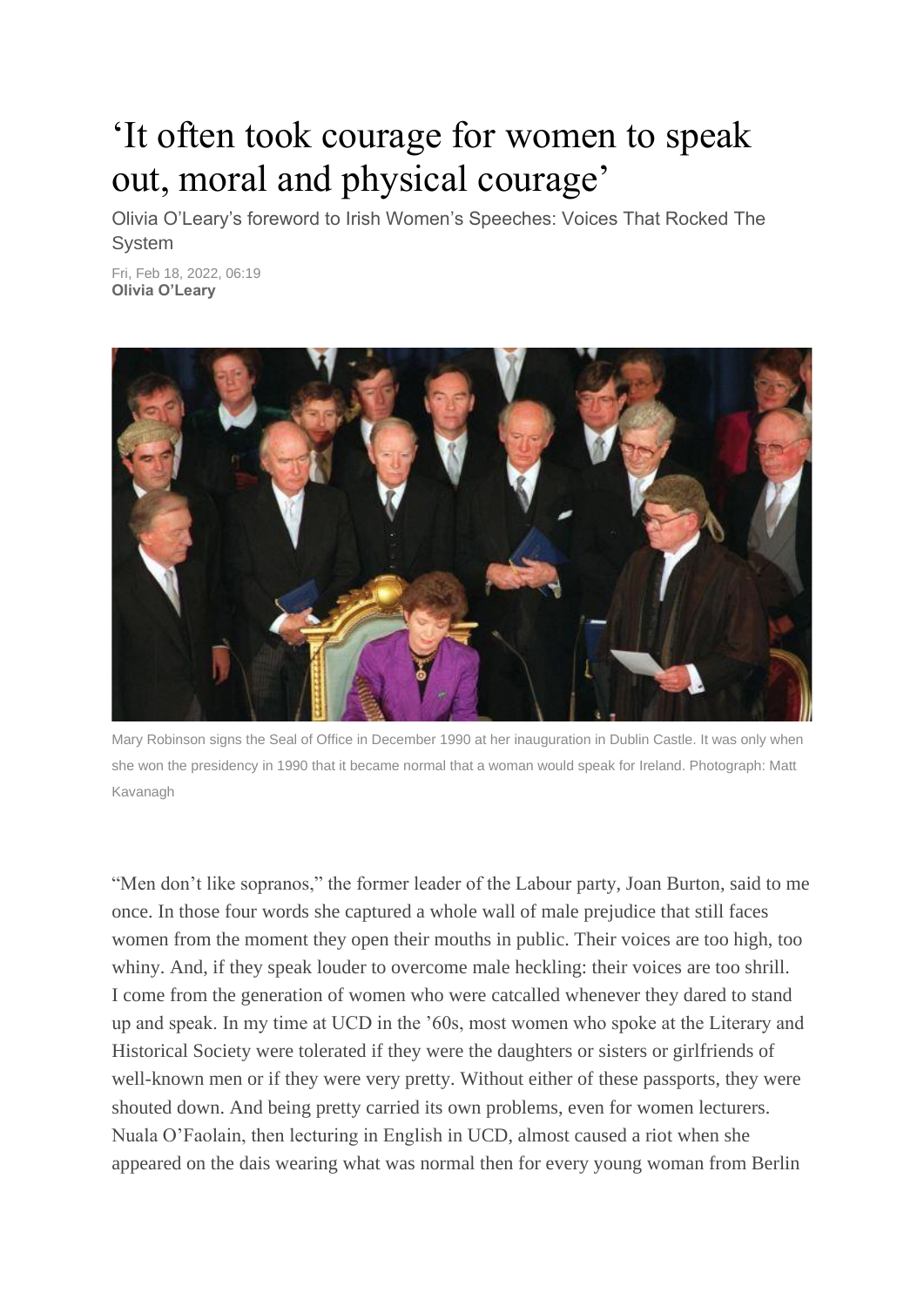# 'It often took courage for women to speak out, moral and physical courage'

Olivia O'Leary's foreword to Irish Women's Speeches: Voices That Rocked The System

Fri, Feb 18, 2022, 06:19
**Olivia O'Leary**

Mary Robinson signs the Seal of Office in December 1990 at her inauguration in Dublin Castle. It was only when she won the presidency in 1990 that it became normal that a woman would speak for Ireland. Photograph: Matt Kavanagh

"Men don't like sopranos," the former leader of the Labour party, Joan Burton, said to me once. In those four words she captured a whole wall of male prejudice that still faces women from the moment they open their mouths in public. Their voices are too high, too whiny. And, if they speak louder to overcome male heckling: their voices are too shrill. I come from the generation of women who were catcalled whenever they dared to stand up and speak. In my time at UCD in the '60s, most women who spoke at the Literary and Historical Society were tolerated if they were the daughters or sisters or girlfriends of well-known men or if they were very pretty. Without either of these passports, they were shouted down. And being pretty carried its own problems, even for women lecturers. Nuala O'Faolain, then lecturing in English in UCD, almost caused a riot when she appeared on the dais wearing what was normal then for every young woman from Berlin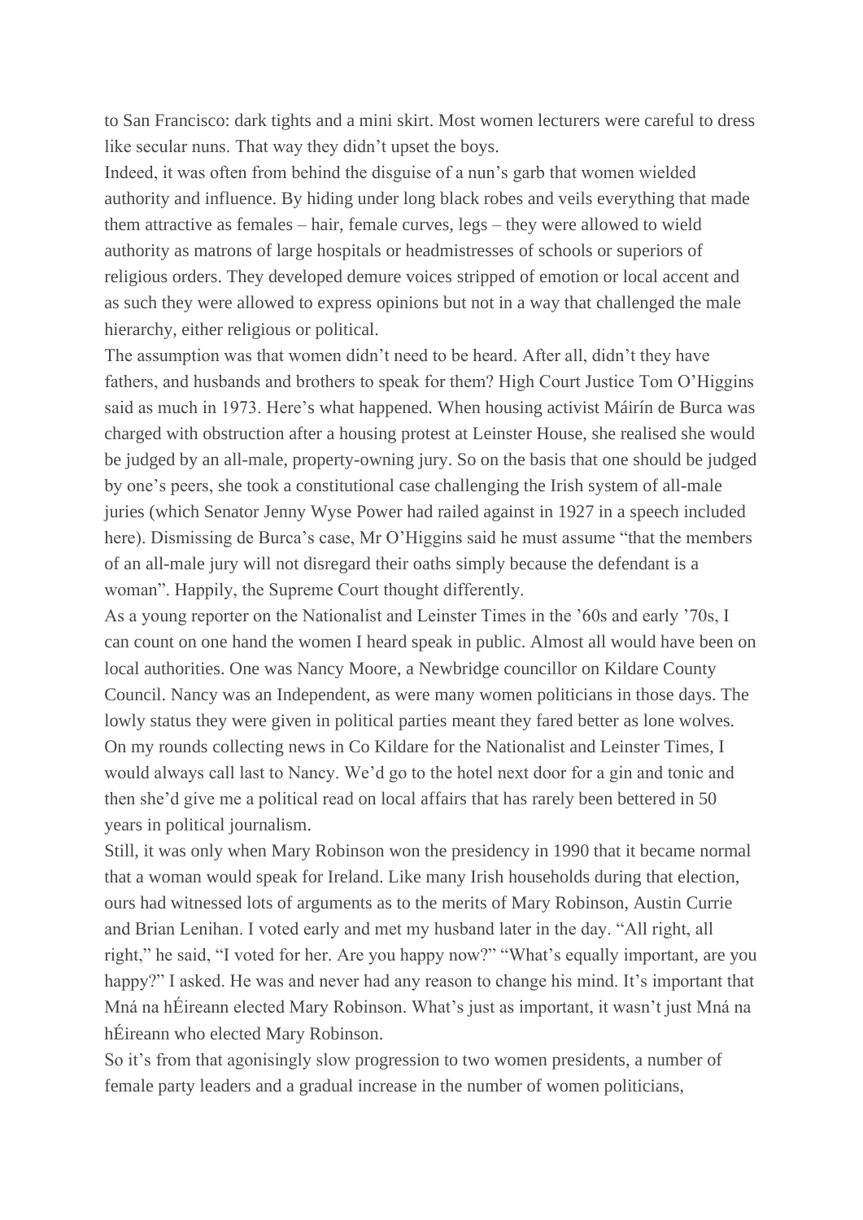to San Francisco: dark tights and a mini skirt. Most women lecturers were careful to dress like secular nuns. That way they didn't upset the boys.

Indeed, it was often from behind the disguise of a nun's garb that women wielded authority and influence. By hiding under long black robes and veils everything that made them attractive as females – hair, female curves, legs – they were allowed to wield authority as matrons of large hospitals or headmistresses of schools or superiors of religious orders. They developed demure voices stripped of emotion or local accent and as such they were allowed to express opinions but not in a way that challenged the male hierarchy, either religious or political.

The assumption was that women didn't need to be heard. After all, didn't they have fathers, and husbands and brothers to speak for them? High Court Justice Tom O'Higgins said as much in 1973. Here's what happened. When housing activist Máirín de Burca was charged with obstruction after a housing protest at Leinster House, she realised she would be judged by an all-male, property-owning jury. So on the basis that one should be judged by one's peers, she took a constitutional case challenging the Irish system of all-male juries (which Senator Jenny Wyse Power had railed against in 1927 in a speech included here). Dismissing de Burca's case, Mr O'Higgins said he must assume "that the members of an all-male jury will not disregard their oaths simply because the defendant is a woman". Happily, the Supreme Court thought differently.

As a young reporter on the Nationalist and Leinster Times in the '60s and early '70s, I can count on one hand the women I heard speak in public. Almost all would have been on local authorities. One was Nancy Moore, a Newbridge councillor on Kildare County Council. Nancy was an Independent, as were many women politicians in those days. The lowly status they were given in political parties meant they fared better as lone wolves. On my rounds collecting news in Co Kildare for the Nationalist and Leinster Times, I would always call last to Nancy. We'd go to the hotel next door for a gin and tonic and then she'd give me a political read on local affairs that has rarely been bettered in 50 years in political journalism.

Still, it was only when Mary Robinson won the presidency in 1990 that it became normal that a woman would speak for Ireland. Like many Irish households during that election, ours had witnessed lots of arguments as to the merits of Mary Robinson, Austin Currie and Brian Lenihan. I voted early and met my husband later in the day. "All right, all right," he said, "I voted for her. Are you happy now?" "What's equally important, are you happy?" I asked. He was and never had any reason to change his mind. It's important that Mná na hÉireann elected Mary Robinson. What's just as important, it wasn't just Mná na hÉireann who elected Mary Robinson.

So it's from that agonisingly slow progression to two women presidents, a number of female party leaders and a gradual increase in the number of women politicians,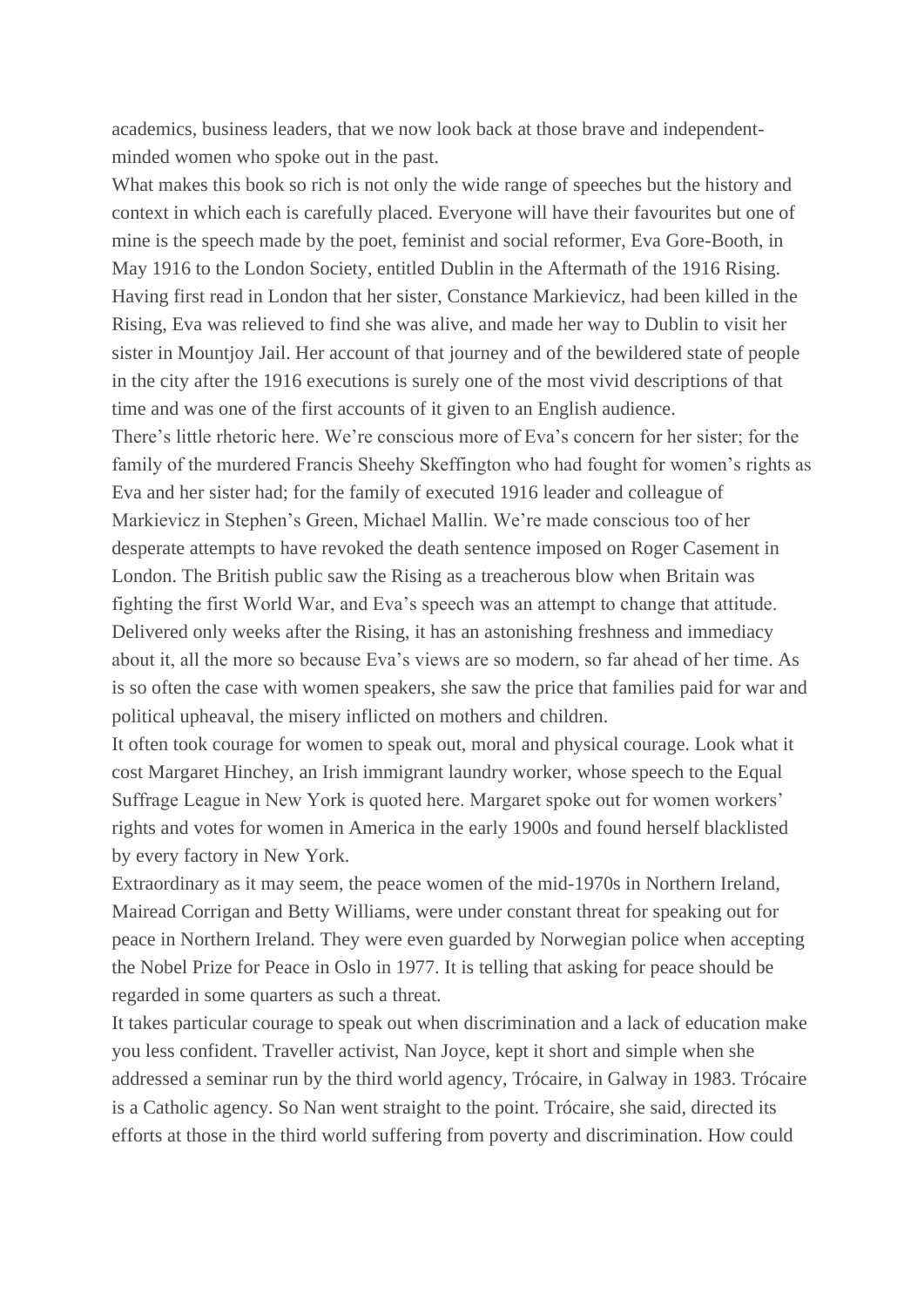academics, business leaders, that we now look back at those brave and independent-minded women who spoke out in the past.

What makes this book so rich is not only the wide range of speeches but the history and context in which each is carefully placed. Everyone will have their favourites but one of mine is the speech made by the poet, feminist and social reformer, Eva Gore-Booth, in May 1916 to the London Society, entitled Dublin in the Aftermath of the 1916 Rising. Having first read in London that her sister, Constance Markievicz, had been killed in the Rising, Eva was relieved to find she was alive, and made her way to Dublin to visit her sister in Mountjoy Jail. Her account of that journey and of the bewildered state of people in the city after the 1916 executions is surely one of the most vivid descriptions of that time and was one of the first accounts of it given to an English audience.

There's little rhetoric here. We're conscious more of Eva's concern for her sister; for the family of the murdered Francis Sheehy Skeffington who had fought for women's rights as Eva and her sister had; for the family of executed 1916 leader and colleague of Markievicz in Stephen's Green, Michael Mallin. We're made conscious too of her desperate attempts to have revoked the death sentence imposed on Roger Casement in London. The British public saw the Rising as a treacherous blow when Britain was fighting the first World War, and Eva's speech was an attempt to change that attitude. Delivered only weeks after the Rising, it has an astonishing freshness and immediacy about it, all the more so because Eva's views are so modern, so far ahead of her time. As is so often the case with women speakers, she saw the price that families paid for war and political upheaval, the misery inflicted on mothers and children.

It often took courage for women to speak out, moral and physical courage. Look what it cost Margaret Hinchey, an Irish immigrant laundry worker, whose speech to the Equal Suffrage League in New York is quoted here. Margaret spoke out for women workers' rights and votes for women in America in the early 1900s and found herself blacklisted by every factory in New York.

Extraordinary as it may seem, the peace women of the mid-1970s in Northern Ireland, Mairead Corrigan and Betty Williams, were under constant threat for speaking out for peace in Northern Ireland. They were even guarded by Norwegian police when accepting the Nobel Prize for Peace in Oslo in 1977. It is telling that asking for peace should be regarded in some quarters as such a threat.

It takes particular courage to speak out when discrimination and a lack of education make you less confident. Traveller activist, Nan Joyce, kept it short and simple when she addressed a seminar run by the third world agency, Trócaire, in Galway in 1983. Trócaire is a Catholic agency. So Nan went straight to the point. Trócaire, she said, directed its efforts at those in the third world suffering from poverty and discrimination. How could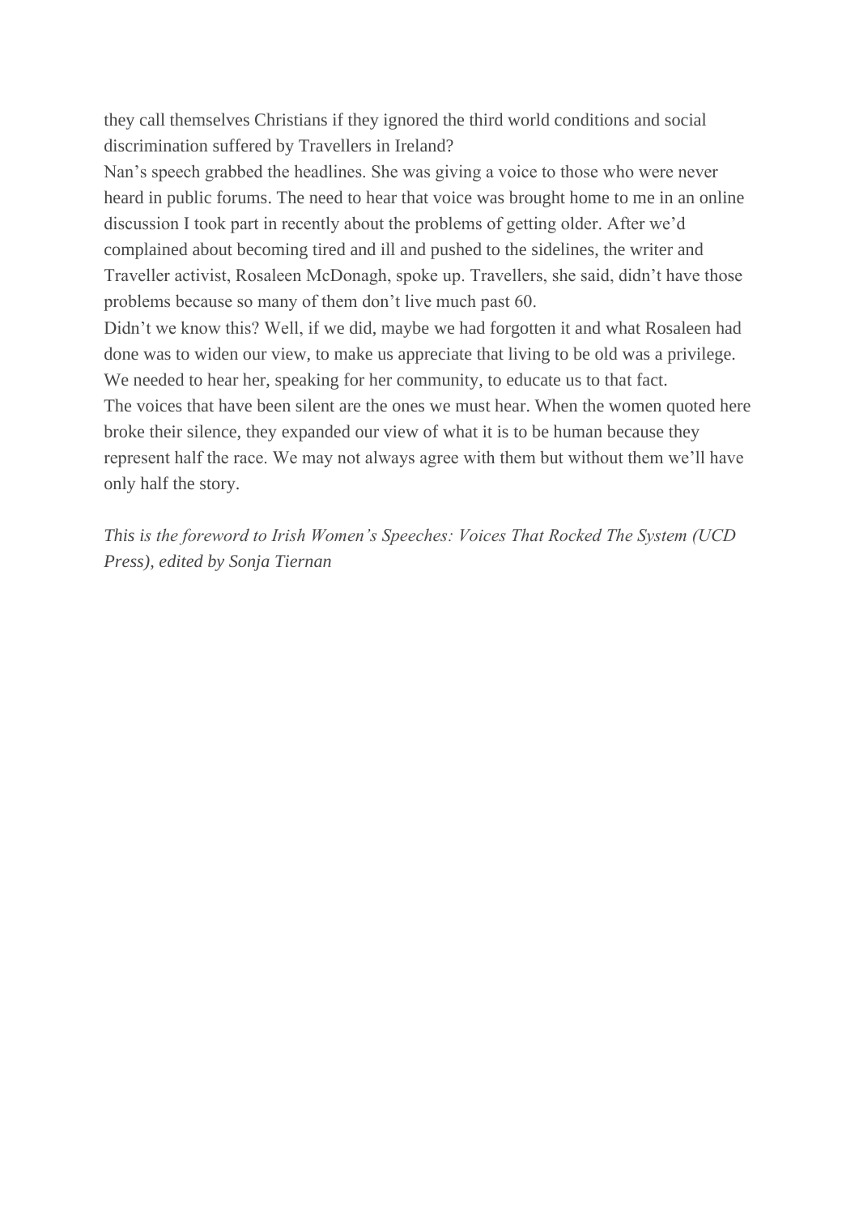they call themselves Christians if they ignored the third world conditions and social discrimination suffered by Travellers in Ireland?

Nan's speech grabbed the headlines. She was giving a voice to those who were never heard in public forums. The need to hear that voice was brought home to me in an online discussion I took part in recently about the problems of getting older. After we'd complained about becoming tired and ill and pushed to the sidelines, the writer and Traveller activist, Rosaleen McDonagh, spoke up. Travellers, she said, didn't have those problems because so many of them don't live much past 60.

Didn't we know this? Well, if we did, maybe we had forgotten it and what Rosaleen had done was to widen our view, to make us appreciate that living to be old was a privilege. We needed to hear her, speaking for her community, to educate us to that fact.

The voices that have been silent are the ones we must hear. When the women quoted here broke their silence, they expanded our view of what it is to be human because they represent half the race. We may not always agree with them but without them we'll have only half the story.

*This is the foreword to Irish Women's Speeches: Voices That Rocked The System (UCD Press), edited by Sonja Tiernan*